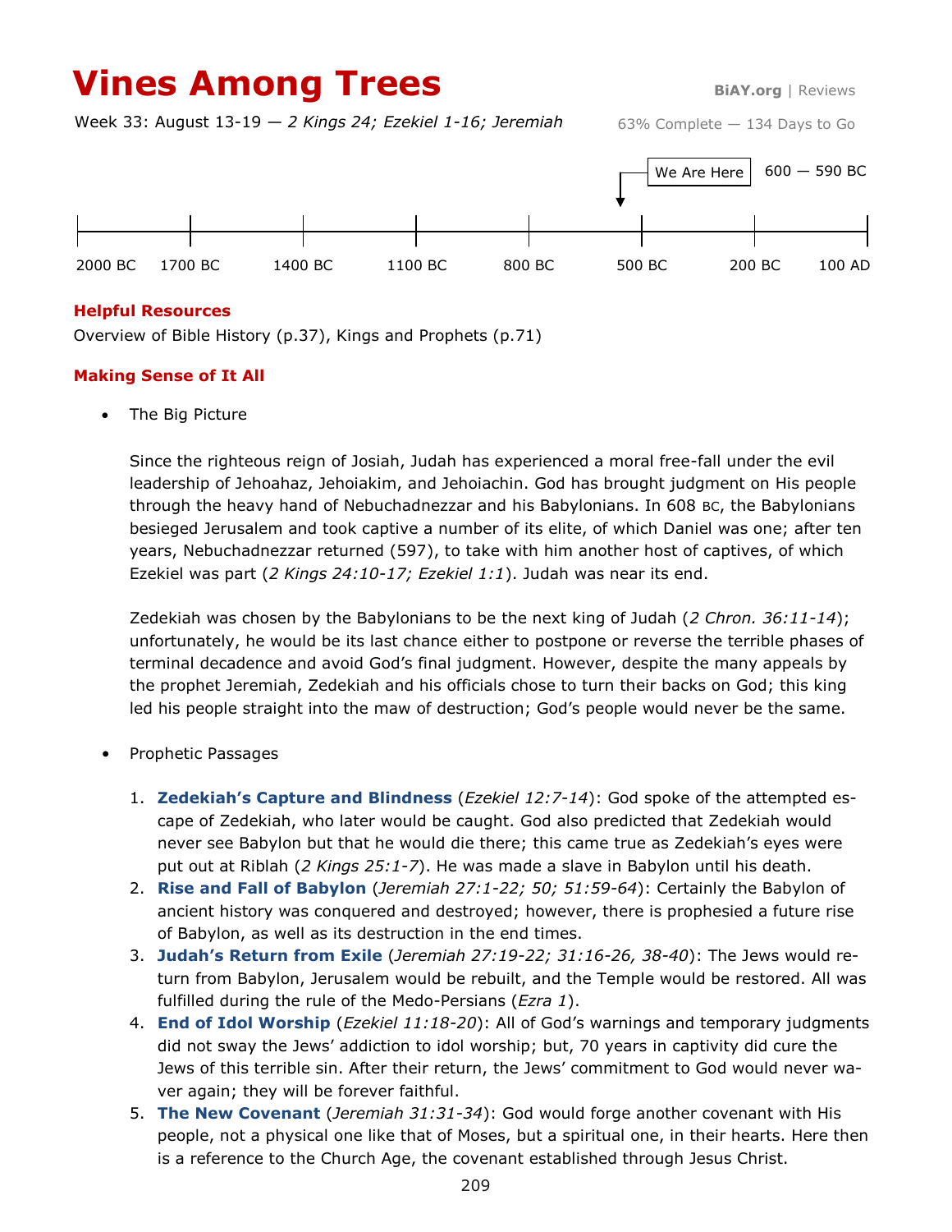# Vines Among Trees

BiAY.org | Reviews

Week 33: August 13-19 — *2 Kings 24; Ezekiel 1-16; Jeremiah*

63% Complete — 134 Days to Go

We Are Here — 600 — 590 BC

2000 BC | 1700 BC | 1400 BC | 1100 BC | 800 BC | 500 BC | 200 BC | 100 AD

## Helpful Resources

Overview of Bible History (p.37), Kings and Prophets (p.71)

## Making Sense of It All

- The Big Picture

  Since the righteous reign of Josiah, Judah has experienced a moral free-fall under the evil leadership of Jehoahaz, Jehoiakim, and Jehoiachin. God has brought judgment on His people through the heavy hand of Nebuchadnezzar and his Babylonians. In 608 BC, the Babylonians besieged Jerusalem and took captive a number of its elite, of which Daniel was one; after ten years, Nebuchadnezzar returned (597), to take with him another host of captives, of which Ezekiel was part (*2 Kings 24:10-17; Ezekiel 1:1*). Judah was near its end.

  Zedekiah was chosen by the Babylonians to be the next king of Judah (*2 Chron. 36:11-14*); unfortunately, he would be its last chance either to postpone or reverse the terrible phases of terminal decadence and avoid God's final judgment. However, despite the many appeals by the prophet Jeremiah, Zedekiah and his officials chose to turn their backs on God; this king led his people straight into the maw of destruction; God's people would never be the same.

- Prophetic Passages

  1. **Zedekiah's Capture and Blindness** (*Ezekiel 12:7-14*): God spoke of the attempted escape of Zedekiah, who later would be caught. God also predicted that Zedekiah would never see Babylon but that he would die there; this came true as Zedekiah's eyes were put out at Riblah (*2 Kings 25:1-7*). He was made a slave in Babylon until his death.
  2. **Rise and Fall of Babylon** (*Jeremiah 27:1-22; 50; 51:59-64*): Certainly the Babylon of ancient history was conquered and destroyed; however, there is prophesied a future rise of Babylon, as well as its destruction in the end times.
  3. **Judah's Return from Exile** (*Jeremiah 27:19-22; 31:16-26, 38-40*): The Jews would return from Babylon, Jerusalem would be rebuilt, and the Temple would be restored. All was fulfilled during the rule of the Medo-Persians (*Ezra 1*).
  4. **End of Idol Worship** (*Ezekiel 11:18-20*): All of God's warnings and temporary judgments did not sway the Jews' addiction to idol worship; but, 70 years in captivity did cure the Jews of this terrible sin. After their return, the Jews' commitment to God would never waver again; they will be forever faithful.
  5. **The New Covenant** (*Jeremiah 31:31-34*): God would forge another covenant with His people, not a physical one like that of Moses, but a spiritual one, in their hearts. Here then is a reference to the Church Age, the covenant established through Jesus Christ.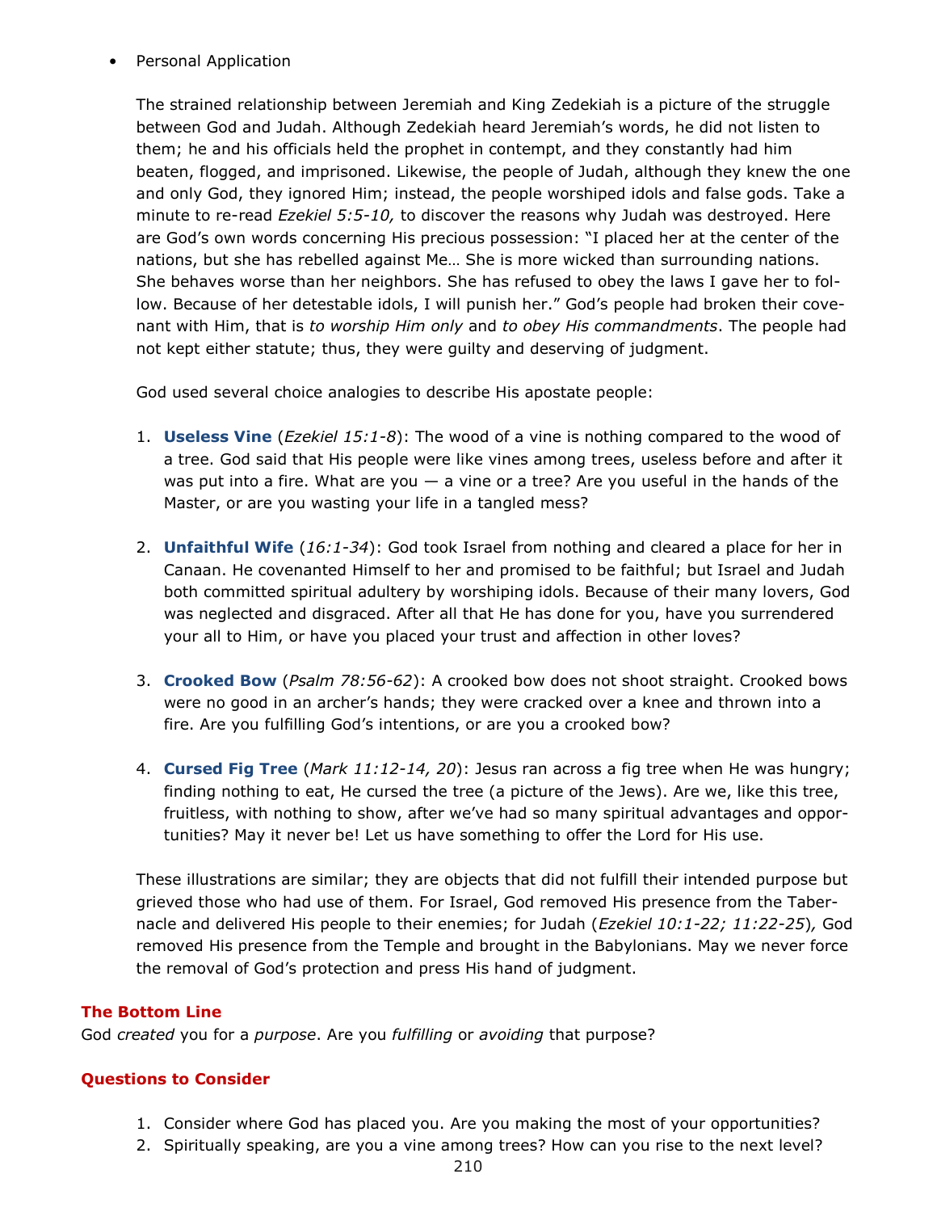- Personal Application

  The strained relationship between Jeremiah and King Zedekiah is a picture of the struggle between God and Judah. Although Zedekiah heard Jeremiah's words, he did not listen to them; he and his officials held the prophet in contempt, and they constantly had him beaten, flogged, and imprisoned. Likewise, the people of Judah, although they knew the one and only God, they ignored Him; instead, the people worshiped idols and false gods. Take a minute to re-read *Ezekiel 5:5-10,* to discover the reasons why Judah was destroyed. Here are God's own words concerning His precious possession: "I placed her at the center of the nations, but she has rebelled against Me… She is more wicked than surrounding nations. She behaves worse than her neighbors. She has refused to obey the laws I gave her to follow. Because of her detestable idols, I will punish her." God's people had broken their covenant with Him, that is *to worship Him only* and *to obey His commandments*. The people had not kept either statute; thus, they were guilty and deserving of judgment.

  God used several choice analogies to describe His apostate people:

  1. **Useless Vine** (*Ezekiel 15:1-8*): The wood of a vine is nothing compared to the wood of a tree. God said that His people were like vines among trees, useless before and after it was put into a fire. What are you — a vine or a tree? Are you useful in the hands of the Master, or are you wasting your life in a tangled mess?

  2. **Unfaithful Wife** (*16:1-34*): God took Israel from nothing and cleared a place for her in Canaan. He covenanted Himself to her and promised to be faithful; but Israel and Judah both committed spiritual adultery by worshiping idols. Because of their many lovers, God was neglected and disgraced. After all that He has done for you, have you surrendered your all to Him, or have you placed your trust and affection in other loves?

  3. **Crooked Bow** (*Psalm 78:56-62*): A crooked bow does not shoot straight. Crooked bows were no good in an archer's hands; they were cracked over a knee and thrown into a fire. Are you fulfilling God's intentions, or are you a crooked bow?

  4. **Cursed Fig Tree** (*Mark 11:12-14, 20*): Jesus ran across a fig tree when He was hungry; finding nothing to eat, He cursed the tree (a picture of the Jews). Are we, like this tree, fruitless, with nothing to show, after we've had so many spiritual advantages and opportunities? May it never be! Let us have something to offer the Lord for His use.

  These illustrations are similar; they are objects that did not fulfill their intended purpose but grieved those who had use of them. For Israel, God removed His presence from the Tabernacle and delivered His people to their enemies; for Judah (*Ezekiel 10:1-22; 11:22-25*)*,* God removed His presence from the Temple and brought in the Babylonians. May we never force the removal of God's protection and press His hand of judgment.

### The Bottom Line

God *created* you for a *purpose*. Are you *fulfilling* or *avoiding* that purpose?

### Questions to Consider

1. Consider where God has placed you. Are you making the most of your opportunities?
2. Spiritually speaking, are you a vine among trees? How can you rise to the next level?